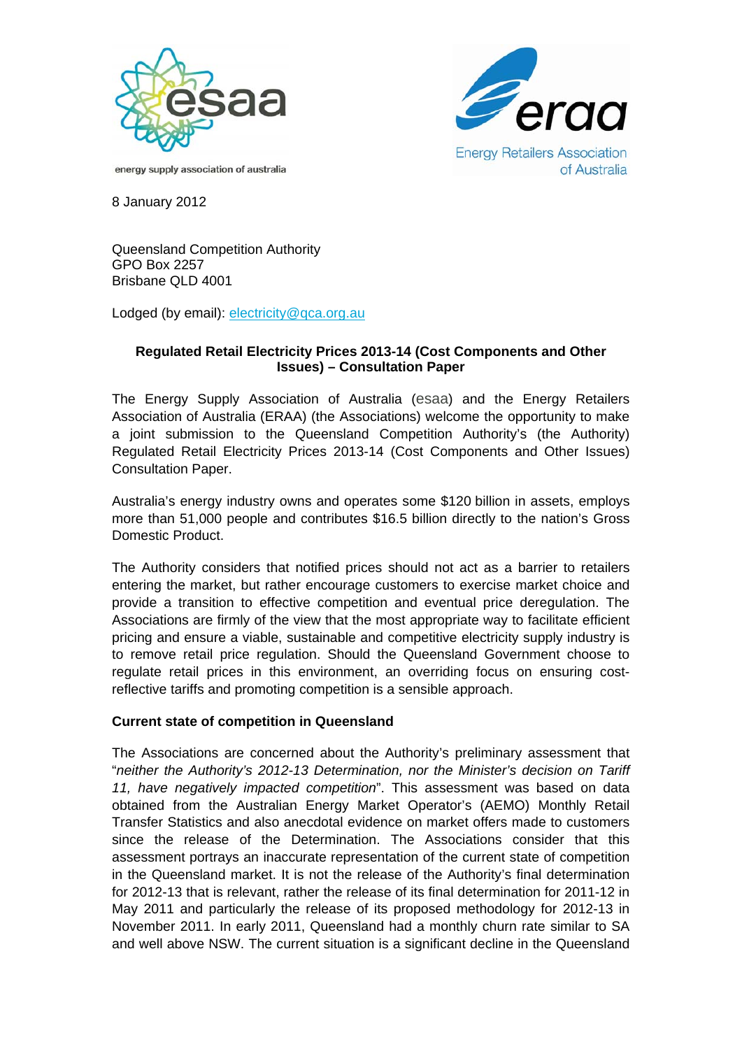energy supply association of australia

Energy Retailers Association of Australia

8 January 2012

Queensland Competition Authority
GPO Box 2257
Brisbane QLD 4001

Lodged (by email): electricity@qca.org.au

**Regulated Retail Electricity Prices 2013-14 (Cost Components and Other Issues) – Consultation Paper**

The Energy Supply Association of Australia (esaa) and the Energy Retailers Association of Australia (ERAA) (the Associations) welcome the opportunity to make a joint submission to the Queensland Competition Authority's (the Authority) Regulated Retail Electricity Prices 2013-14 (Cost Components and Other Issues) Consultation Paper.

Australia's energy industry owns and operates some $120 billion in assets, employs more than 51,000 people and contributes $16.5 billion directly to the nation's Gross Domestic Product.

The Authority considers that notified prices should not act as a barrier to retailers entering the market, but rather encourage customers to exercise market choice and provide a transition to effective competition and eventual price deregulation. The Associations are firmly of the view that the most appropriate way to facilitate efficient pricing and ensure a viable, sustainable and competitive electricity supply industry is to remove retail price regulation. Should the Queensland Government choose to regulate retail prices in this environment, an overriding focus on ensuring cost-reflective tariffs and promoting competition is a sensible approach.

**Current state of competition in Queensland**

The Associations are concerned about the Authority's preliminary assessment that "*neither the Authority's 2012-13 Determination, nor the Minister's decision on Tariff 11, have negatively impacted competition*". This assessment was based on data obtained from the Australian Energy Market Operator's (AEMO) Monthly Retail Transfer Statistics and also anecdotal evidence on market offers made to customers since the release of the Determination. The Associations consider that this assessment portrays an inaccurate representation of the current state of competition in the Queensland market. It is not the release of the Authority's final determination for 2012-13 that is relevant, rather the release of its final determination for 2011-12 in May 2011 and particularly the release of its proposed methodology for 2012-13 in November 2011. In early 2011, Queensland had a monthly churn rate similar to SA and well above NSW. The current situation is a significant decline in the Queensland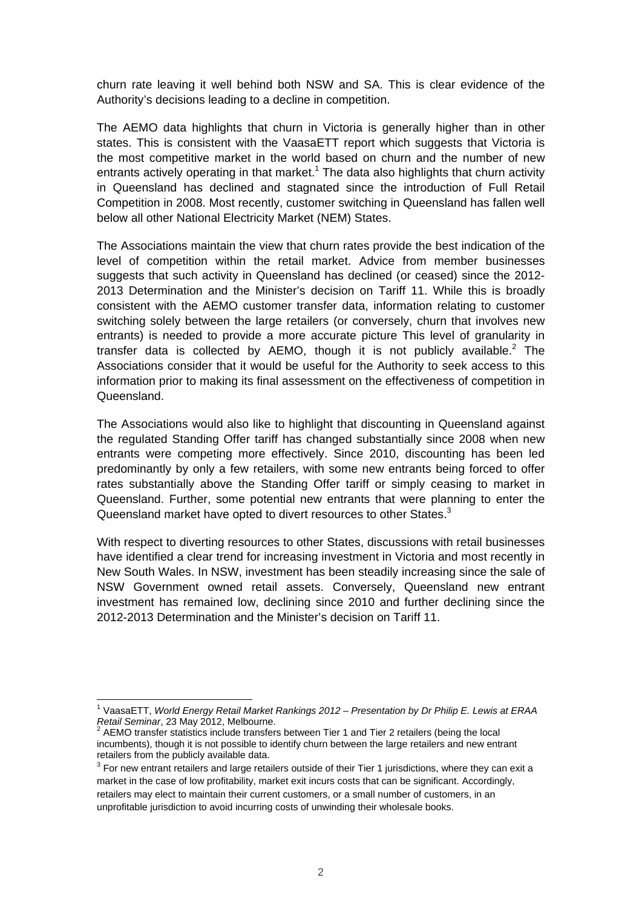churn rate leaving it well behind both NSW and SA. This is clear evidence of the Authority's decisions leading to a decline in competition.

The AEMO data highlights that churn in Victoria is generally higher than in other states. This is consistent with the VaasaETT report which suggests that Victoria is the most competitive market in the world based on churn and the number of new entrants actively operating in that market.[1] The data also highlights that churn activity in Queensland has declined and stagnated since the introduction of Full Retail Competition in 2008. Most recently, customer switching in Queensland has fallen well below all other National Electricity Market (NEM) States.

The Associations maintain the view that churn rates provide the best indication of the level of competition within the retail market. Advice from member businesses suggests that such activity in Queensland has declined (or ceased) since the 2012-2013 Determination and the Minister's decision on Tariff 11. While this is broadly consistent with the AEMO customer transfer data, information relating to customer switching solely between the large retailers (or conversely, churn that involves new entrants) is needed to provide a more accurate picture This level of granularity in transfer data is collected by AEMO, though it is not publicly available.[2] The Associations consider that it would be useful for the Authority to seek access to this information prior to making its final assessment on the effectiveness of competition in Queensland.

The Associations would also like to highlight that discounting in Queensland against the regulated Standing Offer tariff has changed substantially since 2008 when new entrants were competing more effectively. Since 2010, discounting has been led predominantly by only a few retailers, with some new entrants being forced to offer rates substantially above the Standing Offer tariff or simply ceasing to market in Queensland. Further, some potential new entrants that were planning to enter the Queensland market have opted to divert resources to other States.[3]

With respect to diverting resources to other States, discussions with retail businesses have identified a clear trend for increasing investment in Victoria and most recently in New South Wales. In NSW, investment has been steadily increasing since the sale of NSW Government owned retail assets. Conversely, Queensland new entrant investment has remained low, declining since 2010 and further declining since the 2012-2013 Determination and the Minister's decision on Tariff 11.

---

[1] VaasaETT, *World Energy Retail Market Rankings 2012 – Presentation by Dr Philip E. Lewis at ERAA Retail Seminar*, 23 May 2012, Melbourne.

[2] AEMO transfer statistics include transfers between Tier 1 and Tier 2 retailers (being the local incumbents), though it is not possible to identify churn between the large retailers and new entrant retailers from the publicly available data.

[3] For new entrant retailers and large retailers outside of their Tier 1 jurisdictions, where they can exit a market in the case of low profitability, market exit incurs costs that can be significant. Accordingly, retailers may elect to maintain their current customers, or a small number of customers, in an unprofitable jurisdiction to avoid incurring costs of unwinding their wholesale books.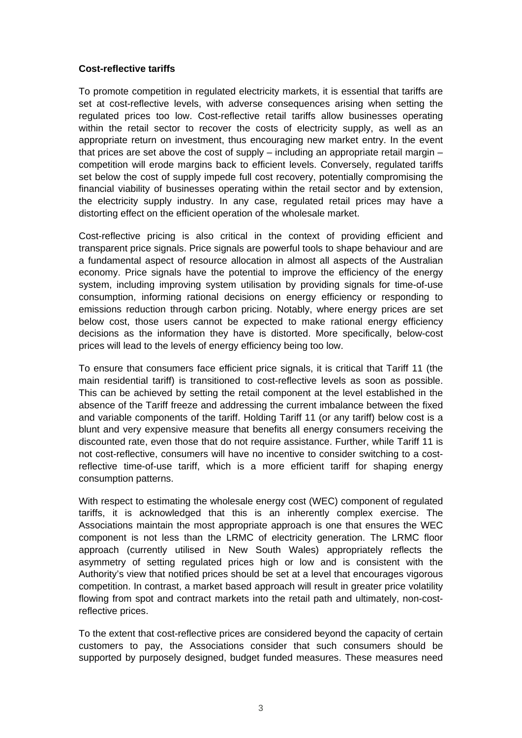**Cost-reflective tariffs**

To promote competition in regulated electricity markets, it is essential that tariffs are set at cost-reflective levels, with adverse consequences arising when setting the regulated prices too low. Cost-reflective retail tariffs allow businesses operating within the retail sector to recover the costs of electricity supply, as well as an appropriate return on investment, thus encouraging new market entry. In the event that prices are set above the cost of supply – including an appropriate retail margin – competition will erode margins back to efficient levels. Conversely, regulated tariffs set below the cost of supply impede full cost recovery, potentially compromising the financial viability of businesses operating within the retail sector and by extension, the electricity supply industry. In any case, regulated retail prices may have a distorting effect on the efficient operation of the wholesale market.

Cost-reflective pricing is also critical in the context of providing efficient and transparent price signals. Price signals are powerful tools to shape behaviour and are a fundamental aspect of resource allocation in almost all aspects of the Australian economy. Price signals have the potential to improve the efficiency of the energy system, including improving system utilisation by providing signals for time-of-use consumption, informing rational decisions on energy efficiency or responding to emissions reduction through carbon pricing. Notably, where energy prices are set below cost, those users cannot be expected to make rational energy efficiency decisions as the information they have is distorted. More specifically, below-cost prices will lead to the levels of energy efficiency being too low.

To ensure that consumers face efficient price signals, it is critical that Tariff 11 (the main residential tariff) is transitioned to cost-reflective levels as soon as possible. This can be achieved by setting the retail component at the level established in the absence of the Tariff freeze and addressing the current imbalance between the fixed and variable components of the tariff. Holding Tariff 11 (or any tariff) below cost is a blunt and very expensive measure that benefits all energy consumers receiving the discounted rate, even those that do not require assistance. Further, while Tariff 11 is not cost-reflective, consumers will have no incentive to consider switching to a cost-reflective time-of-use tariff, which is a more efficient tariff for shaping energy consumption patterns.

With respect to estimating the wholesale energy cost (WEC) component of regulated tariffs, it is acknowledged that this is an inherently complex exercise. The Associations maintain the most appropriate approach is one that ensures the WEC component is not less than the LRMC of electricity generation. The LRMC floor approach (currently utilised in New South Wales) appropriately reflects the asymmetry of setting regulated prices high or low and is consistent with the Authority's view that notified prices should be set at a level that encourages vigorous competition. In contrast, a market based approach will result in greater price volatility flowing from spot and contract markets into the retail path and ultimately, non-cost-reflective prices.

To the extent that cost-reflective prices are considered beyond the capacity of certain customers to pay, the Associations consider that such consumers should be supported by purposely designed, budget funded measures. These measures need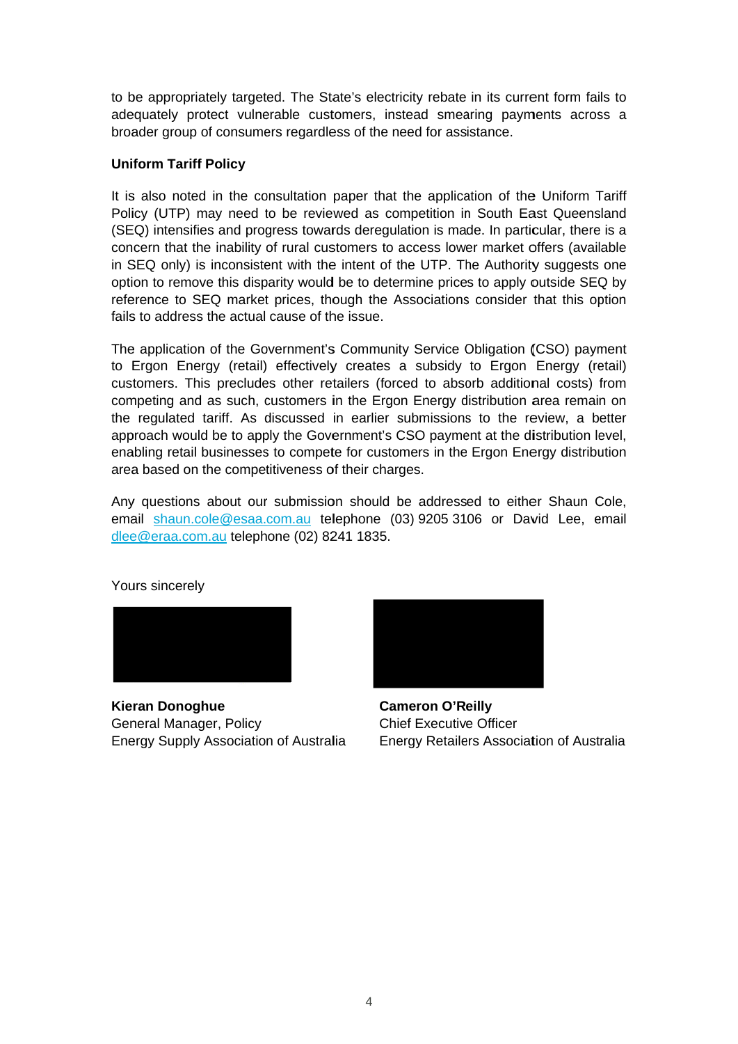to be appropriately targeted. The State's electricity rebate in its current form fails to adequately protect vulnerable customers, instead smearing payments across a broader group of consumers regardless of the need for assistance.

**Uniform Tariff Policy**

It is also noted in the consultation paper that the application of the Uniform Tariff Policy (UTP) may need to be reviewed as competition in South East Queensland (SEQ) intensifies and progress towards deregulation is made. In particular, there is a concern that the inability of rural customers to access lower market offers (available in SEQ only) is inconsistent with the intent of the UTP. The Authority suggests one option to remove this disparity would be to determine prices to apply outside SEQ by reference to SEQ market prices, though the Associations consider that this option fails to address the actual cause of the issue.

The application of the Government's Community Service Obligation (CSO) payment to Ergon Energy (retail) effectively creates a subsidy to Ergon Energy (retail) customers. This precludes other retailers (forced to absorb additional costs) from competing and as such, customers in the Ergon Energy distribution area remain on the regulated tariff. As discussed in earlier submissions to the review, a better approach would be to apply the Government's CSO payment at the distribution level, enabling retail businesses to compete for customers in the Ergon Energy distribution area based on the competitiveness of their charges.

Any questions about our submission should be addressed to either Shaun Cole, email shaun.cole@esaa.com.au telephone (03) 9205 3106 or David Lee, email dlee@eraa.com.au telephone (02) 8241 1835.

Yours sincerely

**Kieran Donoghue**
General Manager, Policy
Energy Supply Association of Australia

**Cameron O'Reilly**
Chief Executive Officer
Energy Retailers Association of Australia